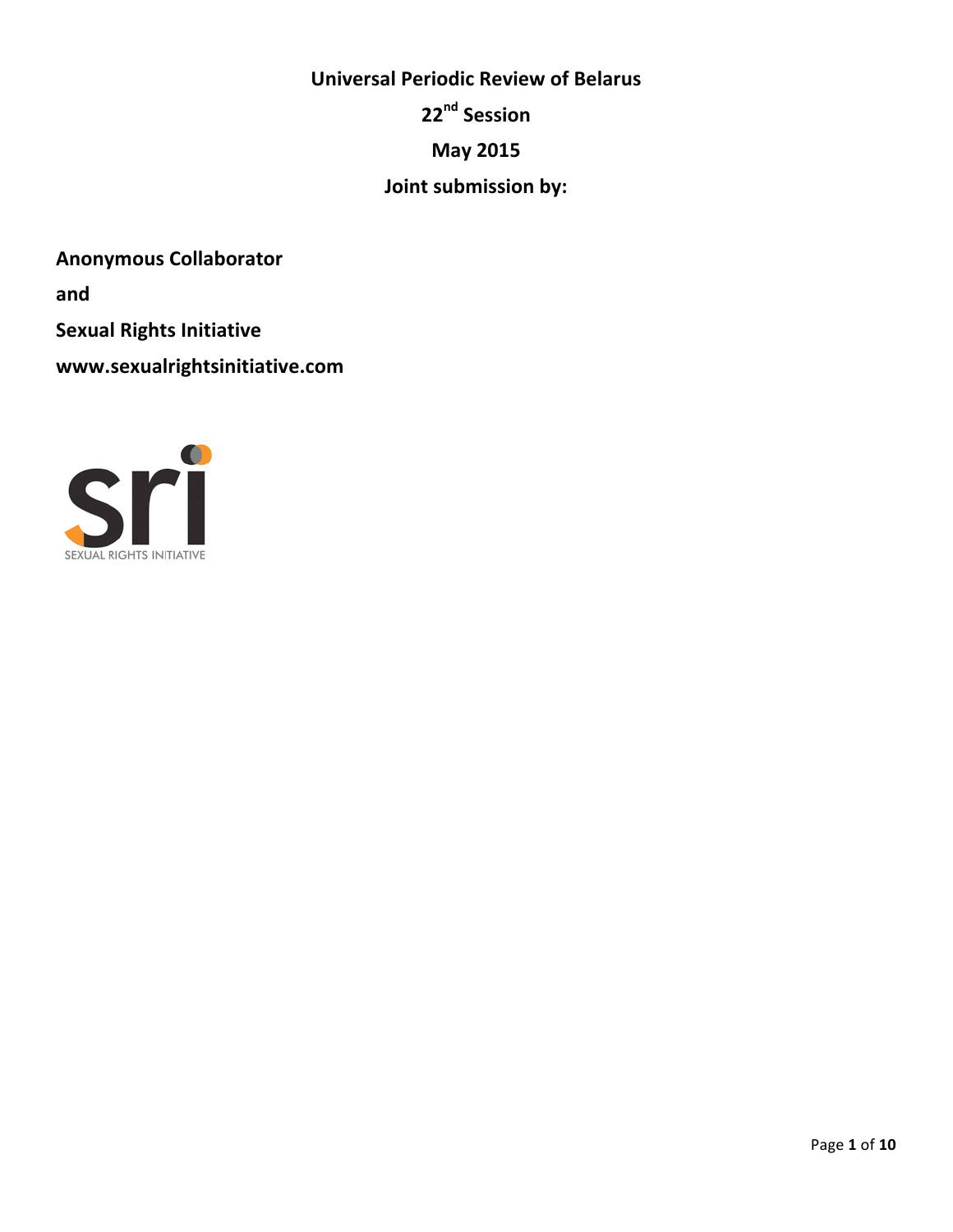**Universal Periodic Review of Belarus**

**22nd Session**

**May 2015**

**Joint submission by:**

**Anonymous Collaborator**

**and**

**Sexual Rights Initiative**

**www.sexualrightsinitiative.com**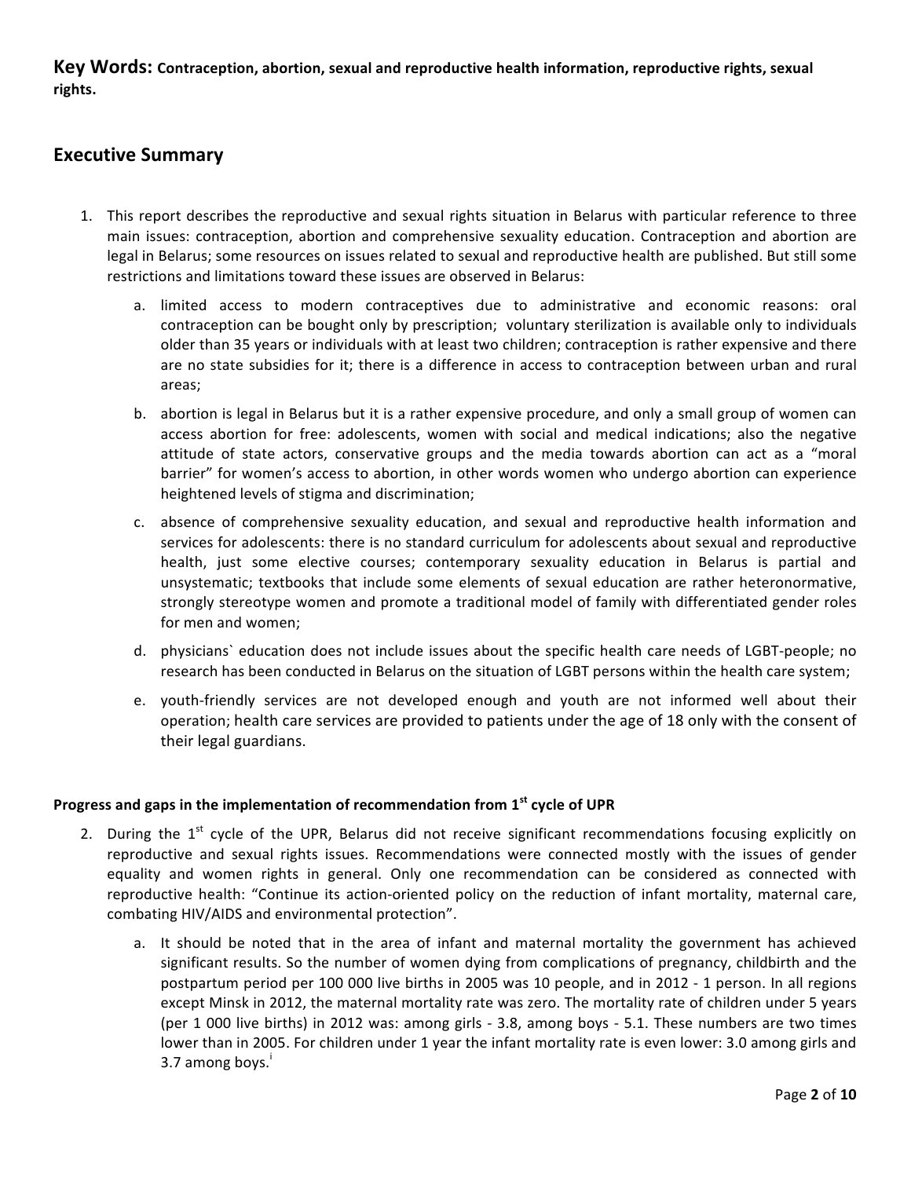**Key Words: Contraception, abortion, sexual and reproductive health information, reproductive rights, sexual rights.**

## Executive Summary

1. This report describes the reproductive and sexual rights situation in Belarus with particular reference to three main issues: contraception, abortion and comprehensive sexuality education. Contraception and abortion are legal in Belarus; some resources on issues related to sexual and reproductive health are published. But still some restrictions and limitations toward these issues are observed in Belarus:
   a. limited access to modern contraceptives due to administrative and economic reasons: oral contraception can be bought only by prescription; voluntary sterilization is available only to individuals older than 35 years or individuals with at least two children; contraception is rather expensive and there are no state subsidies for it; there is a difference in access to contraception between urban and rural areas;
   b. abortion is legal in Belarus but it is a rather expensive procedure, and only a small group of women can access abortion for free: adolescents, women with social and medical indications; also the negative attitude of state actors, conservative groups and the media towards abortion can act as a "moral barrier" for women's access to abortion, in other words women who undergo abortion can experience heightened levels of stigma and discrimination;
   c. absence of comprehensive sexuality education, and sexual and reproductive health information and services for adolescents: there is no standard curriculum for adolescents about sexual and reproductive health, just some elective courses; contemporary sexuality education in Belarus is partial and unsystematic; textbooks that include some elements of sexual education are rather heteronormative, strongly stereotype women and promote a traditional model of family with differentiated gender roles for men and women;
   d. physicians` education does not include issues about the specific health care needs of LGBT-people; no research has been conducted in Belarus on the situation of LGBT persons within the health care system;
   e. youth-friendly services are not developed enough and youth are not informed well about their operation; health care services are provided to patients under the age of 18 only with the consent of their legal guardians.

### Progress and gaps in the implementation of recommendation from 1st cycle of UPR

2. During the 1st cycle of the UPR, Belarus did not receive significant recommendations focusing explicitly on reproductive and sexual rights issues. Recommendations were connected mostly with the issues of gender equality and women rights in general. Only one recommendation can be considered as connected with reproductive health: "Continue its action-oriented policy on the reduction of infant mortality, maternal care, combating HIV/AIDS and environmental protection".
   a. It should be noted that in the area of infant and maternal mortality the government has achieved significant results. So the number of women dying from complications of pregnancy, childbirth and the postpartum period per 100 000 live births in 2005 was 10 people, and in 2012 - 1 person. In all regions except Minsk in 2012, the maternal mortality rate was zero. The mortality rate of children under 5 years (per 1 000 live births) in 2012 was: among girls - 3.8, among boys - 5.1. These numbers are two times lower than in 2005. For children under 1 year the infant mortality rate is even lower: 3.0 among girls and 3.7 among boys.[i]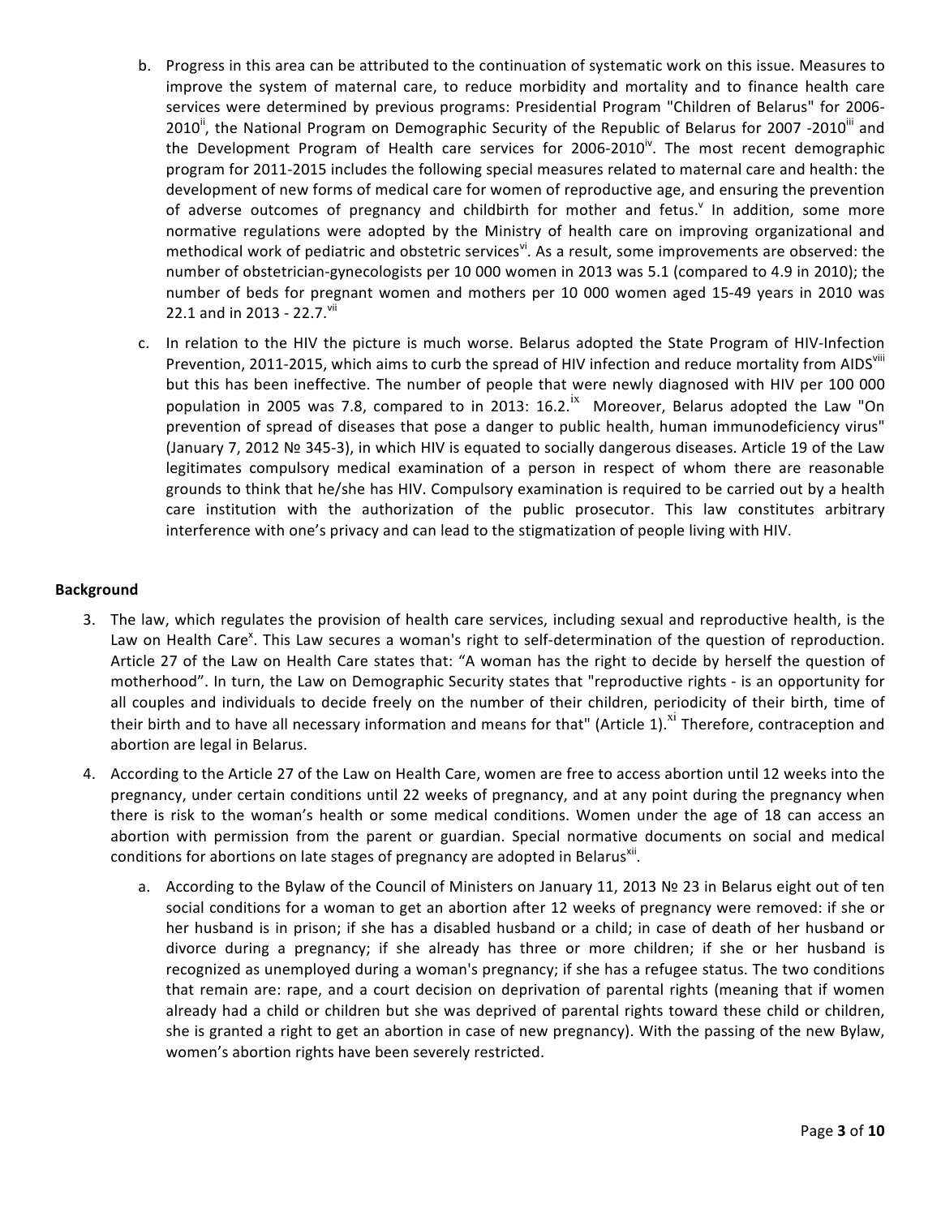b. Progress in this area can be attributed to the continuation of systematic work on this issue. Measures to improve the system of maternal care, to reduce morbidity and mortality and to finance health care services were determined by previous programs: Presidential Program "Children of Belarus" for 2006-2010[ii], the National Program on Demographic Security of the Republic of Belarus for 2007 -2010[iii] and the Development Program of Health care services for 2006-2010[iv]. The most recent demographic program for 2011-2015 includes the following special measures related to maternal care and health: the development of new forms of medical care for women of reproductive age, and ensuring the prevention of adverse outcomes of pregnancy and childbirth for mother and fetus.[v] In addition, some more normative regulations were adopted by the Ministry of health care on improving organizational and methodical work of pediatric and obstetric services[vi]. As a result, some improvements are observed: the number of obstetrician-gynecologists per 10 000 women in 2013 was 5.1 (compared to 4.9 in 2010); the number of beds for pregnant women and mothers per 10 000 women aged 15-49 years in 2010 was 22.1 and in 2013 - 22.7.[vii]

c. In relation to the HIV the picture is much worse. Belarus adopted the State Program of HIV-Infection Prevention, 2011-2015, which aims to curb the spread of HIV infection and reduce mortality from AIDS[viii] but this has been ineffective. The number of people that were newly diagnosed with HIV per 100 000 population in 2005 was 7.8, compared to in 2013: 16.2.[ix] Moreover, Belarus adopted the Law "On prevention of spread of diseases that pose a danger to public health, human immunodeficiency virus" (January 7, 2012 № 345-3), in which HIV is equated to socially dangerous diseases. Article 19 of the Law legitimates compulsory medical examination of a person in respect of whom there are reasonable grounds to think that he/she has HIV. Compulsory examination is required to be carried out by a health care institution with the authorization of the public prosecutor. This law constitutes arbitrary interference with one's privacy and can lead to the stigmatization of people living with HIV.

**Background**

3. The law, which regulates the provision of health care services, including sexual and reproductive health, is the Law on Health Care[x]. This Law secures a woman's right to self-determination of the question of reproduction. Article 27 of the Law on Health Care states that: "A woman has the right to decide by herself the question of motherhood". In turn, the Law on Demographic Security states that "reproductive rights - is an opportunity for all couples and individuals to decide freely on the number of their children, periodicity of their birth, time of their birth and to have all necessary information and means for that" (Article 1).[xi] Therefore, contraception and abortion are legal in Belarus.

4. According to the Article 27 of the Law on Health Care, women are free to access abortion until 12 weeks into the pregnancy, under certain conditions until 22 weeks of pregnancy, and at any point during the pregnancy when there is risk to the woman's health or some medical conditions. Women under the age of 18 can access an abortion with permission from the parent or guardian. Special normative documents on social and medical conditions for abortions on late stages of pregnancy are adopted in Belarus[xii].

   a. According to the Bylaw of the Council of Ministers on January 11, 2013 № 23 in Belarus eight out of ten social conditions for a woman to get an abortion after 12 weeks of pregnancy were removed: if she or her husband is in prison; if she has a disabled husband or a child; in case of death of her husband or divorce during a pregnancy; if she already has three or more children; if she or her husband is recognized as unemployed during a woman's pregnancy; if she has a refugee status. The two conditions that remain are: rape, and a court decision on deprivation of parental rights (meaning that if women already had a child or children but she was deprived of parental rights toward these child or children, she is granted a right to get an abortion in case of new pregnancy). With the passing of the new Bylaw, women's abortion rights have been severely restricted.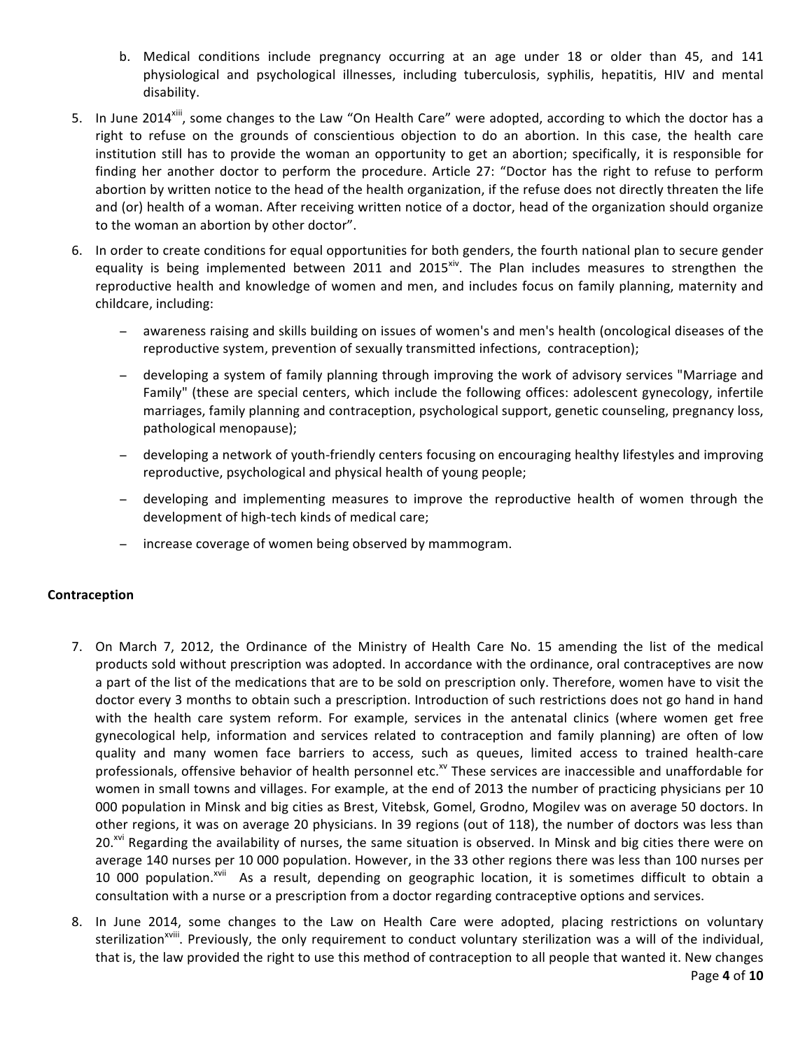b. Medical conditions include pregnancy occurring at an age under 18 or older than 45, and 141 physiological and psychological illnesses, including tuberculosis, syphilis, hepatitis, HIV and mental disability.

5. In June 2014[xiii], some changes to the Law "On Health Care" were adopted, according to which the doctor has a right to refuse on the grounds of conscientious objection to do an abortion. In this case, the health care institution still has to provide the woman an opportunity to get an abortion; specifically, it is responsible for finding her another doctor to perform the procedure. Article 27: "Doctor has the right to refuse to perform abortion by written notice to the head of the health organization, if the refuse does not directly threaten the life and (or) health of a woman. After receiving written notice of a doctor, head of the organization should organize to the woman an abortion by other doctor".

6. In order to create conditions for equal opportunities for both genders, the fourth national plan to secure gender equality is being implemented between 2011 and 2015[xiv]. The Plan includes measures to strengthen the reproductive health and knowledge of women and men, and includes focus on family planning, maternity and childcare, including:

   - awareness raising and skills building on issues of women's and men's health (oncological diseases of the reproductive system, prevention of sexually transmitted infections, contraception);
   - developing a system of family planning through improving the work of advisory services "Marriage and Family" (these are special centers, which include the following offices: adolescent gynecology, infertile marriages, family planning and contraception, psychological support, genetic counseling, pregnancy loss, pathological menopause);
   - developing a network of youth-friendly centers focusing on encouraging healthy lifestyles and improving reproductive, psychological and physical health of young people;
   - developing and implementing measures to improve the reproductive health of women through the development of high-tech kinds of medical care;
   - increase coverage of women being observed by mammogram.

**Contraception**

7. On March 7, 2012, the Ordinance of the Ministry of Health Care No. 15 amending the list of the medical products sold without prescription was adopted. In accordance with the ordinance, oral contraceptives are now a part of the list of the medications that are to be sold on prescription only. Therefore, women have to visit the doctor every 3 months to obtain such a prescription. Introduction of such restrictions does not go hand in hand with the health care system reform. For example, services in the antenatal clinics (where women get free gynecological help, information and services related to contraception and family planning) are often of low quality and many women face barriers to access, such as queues, limited access to trained health-care professionals, offensive behavior of health personnel etc.[xv] These services are inaccessible and unaffordable for women in small towns and villages. For example, at the end of 2013 the number of practicing physicians per 10 000 population in Minsk and big cities as Brest, Vitebsk, Gomel, Grodno, Mogilev was on average 50 doctors. In other regions, it was on average 20 physicians. In 39 regions (out of 118), the number of doctors was less than 20.[xvi] Regarding the availability of nurses, the same situation is observed. In Minsk and big cities there were on average 140 nurses per 10 000 population. However, in the 33 other regions there was less than 100 nurses per 10 000 population.[xvii] As a result, depending on geographic location, it is sometimes difficult to obtain a consultation with a nurse or a prescription from a doctor regarding contraceptive options and services.

8. In June 2014, some changes to the Law on Health Care were adopted, placing restrictions on voluntary sterilization[xviii]. Previously, the only requirement to conduct voluntary sterilization was a will of the individual, that is, the law provided the right to use this method of contraception to all people that wanted it. New changes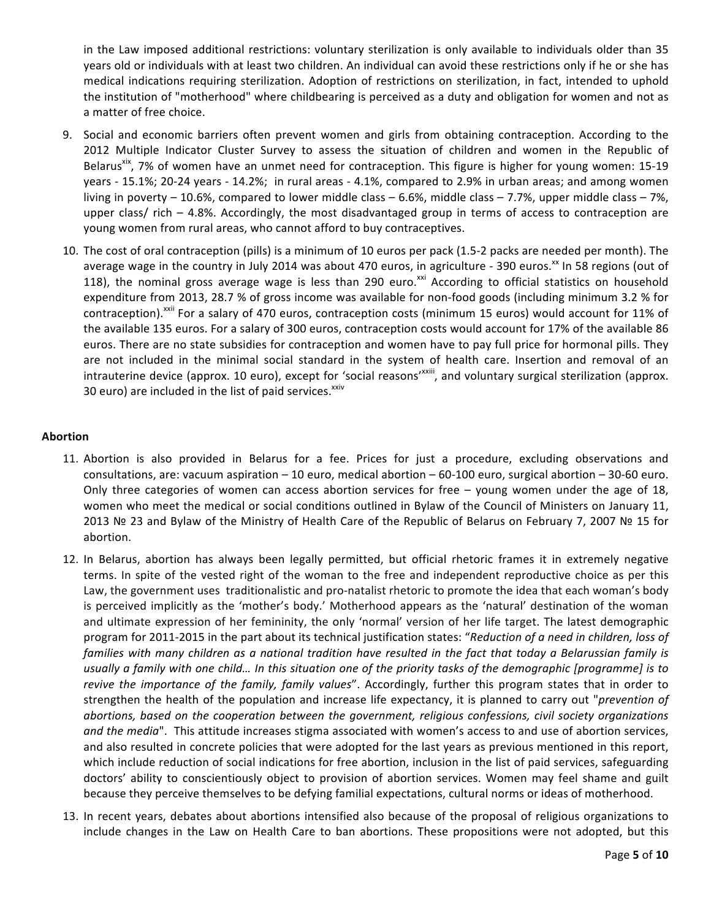in the Law imposed additional restrictions: voluntary sterilization is only available to individuals older than 35 years old or individuals with at least two children. An individual can avoid these restrictions only if he or she has medical indications requiring sterilization. Adoption of restrictions on sterilization, in fact, intended to uphold the institution of "motherhood" where childbearing is perceived as a duty and obligation for women and not as a matter of free choice.

9. Social and economic barriers often prevent women and girls from obtaining contraception. According to the 2012 Multiple Indicator Cluster Survey to assess the situation of children and women in the Republic of Belarus[xix], 7% of women have an unmet need for contraception. This figure is higher for young women: 15-19 years - 15.1%; 20-24 years - 14.2%; in rural areas - 4.1%, compared to 2.9% in urban areas; and among women living in poverty – 10.6%, compared to lower middle class – 6.6%, middle class – 7.7%, upper middle class – 7%, upper class/ rich – 4.8%. Accordingly, the most disadvantaged group in terms of access to contraception are young women from rural areas, who cannot afford to buy contraceptives.

10. The cost of oral contraception (pills) is a minimum of 10 euros per pack (1.5-2 packs are needed per month). The average wage in the country in July 2014 was about 470 euros, in agriculture - 390 euros.[xx] In 58 regions (out of 118), the nominal gross average wage is less than 290 euro.[xxi] According to official statistics on household expenditure from 2013, 28.7 % of gross income was available for non-food goods (including minimum 3.2 % for contraception).[xxii] For a salary of 470 euros, contraception costs (minimum 15 euros) would account for 11% of the available 135 euros. For a salary of 300 euros, contraception costs would account for 17% of the available 86 euros. There are no state subsidies for contraception and women have to pay full price for hormonal pills. They are not included in the minimal social standard in the system of health care. Insertion and removal of an intrauterine device (approx. 10 euro), except for 'social reasons'[xxiii], and voluntary surgical sterilization (approx. 30 euro) are included in the list of paid services.[xxiv]

**Abortion**

11. Abortion is also provided in Belarus for a fee. Prices for just a procedure, excluding observations and consultations, are: vacuum aspiration – 10 euro, medical abortion – 60-100 euro, surgical abortion – 30-60 euro. Only three categories of women can access abortion services for free – young women under the age of 18, women who meet the medical or social conditions outlined in Bylaw of the Council of Ministers on January 11, 2013 № 23 and Bylaw of the Ministry of Health Care of the Republic of Belarus on February 7, 2007 № 15 for abortion.

12. In Belarus, abortion has always been legally permitted, but official rhetoric frames it in extremely negative terms. In spite of the vested right of the woman to the free and independent reproductive choice as per this Law, the government uses traditionalistic and pro-natalist rhetoric to promote the idea that each woman's body is perceived implicitly as the 'mother's body.' Motherhood appears as the 'natural' destination of the woman and ultimate expression of her femininity, the only 'normal' version of her life target. The latest demographic program for 2011-2015 in the part about its technical justification states: "*Reduction of a need in children, loss of families with many children as a national tradition have resulted in the fact that today a Belarussian family is usually a family with one child… In this situation one of the priority tasks of the demographic [programme] is to revive the importance of the family, family values*". Accordingly, further this program states that in order to strengthen the health of the population and increase life expectancy, it is planned to carry out "*prevention of abortions, based on the cooperation between the government, religious confessions, civil society organizations and the media*". This attitude increases stigma associated with women's access to and use of abortion services, and also resulted in concrete policies that were adopted for the last years as previous mentioned in this report, which include reduction of social indications for free abortion, inclusion in the list of paid services, safeguarding doctors' ability to conscientiously object to provision of abortion services. Women may feel shame and guilt because they perceive themselves to be defying familial expectations, cultural norms or ideas of motherhood.

13. In recent years, debates about abortions intensified also because of the proposal of religious organizations to include changes in the Law on Health Care to ban abortions. These propositions were not adopted, but this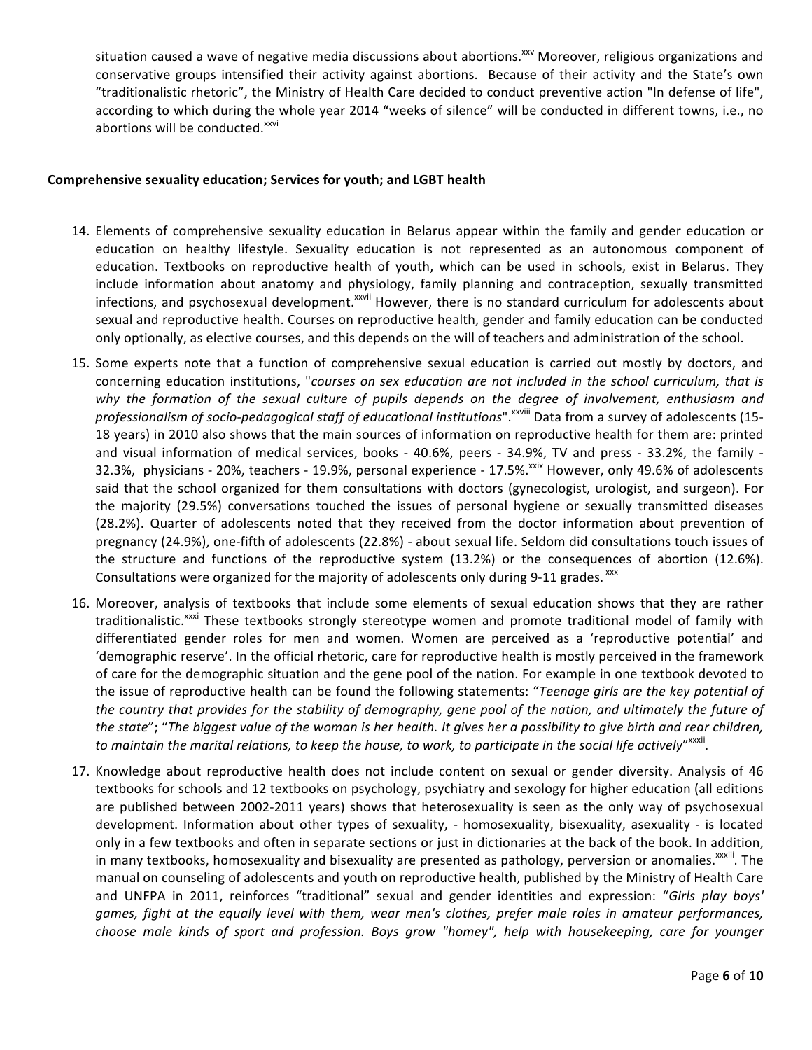situation caused a wave of negative media discussions about abortions.[xxv] Moreover, religious organizations and conservative groups intensified their activity against abortions. Because of their activity and the State's own "traditionalistic rhetoric", the Ministry of Health Care decided to conduct preventive action "In defense of life", according to which during the whole year 2014 "weeks of silence" will be conducted in different towns, i.e., no abortions will be conducted.[xxvi]

**Comprehensive sexuality education; Services for youth; and LGBT health**

14. Elements of comprehensive sexuality education in Belarus appear within the family and gender education or education on healthy lifestyle. Sexuality education is not represented as an autonomous component of education. Textbooks on reproductive health of youth, which can be used in schools, exist in Belarus. They include information about anatomy and physiology, family planning and contraception, sexually transmitted infections, and psychosexual development.[xxvii] However, there is no standard curriculum for adolescents about sexual and reproductive health. Courses on reproductive health, gender and family education can be conducted only optionally, as elective courses, and this depends on the will of teachers and administration of the school.

15. Some experts note that a function of comprehensive sexual education is carried out mostly by doctors, and concerning education institutions, "*courses on sex education are not included in the school curriculum, that is why the formation of the sexual culture of pupils depends on the degree of involvement, enthusiasm and professionalism of socio-pedagogical staff of educational institutions*".[xxviii] Data from a survey of adolescents (15-18 years) in 2010 also shows that the main sources of information on reproductive health for them are: printed and visual information of medical services, books - 40.6%, peers - 34.9%, TV and press - 33.2%, the family - 32.3%, physicians - 20%, teachers - 19.9%, personal experience - 17.5%.[xxix] However, only 49.6% of adolescents said that the school organized for them consultations with doctors (gynecologist, urologist, and surgeon). For the majority (29.5%) conversations touched the issues of personal hygiene or sexually transmitted diseases (28.2%). Quarter of adolescents noted that they received from the doctor information about prevention of pregnancy (24.9%), one-fifth of adolescents (22.8%) - about sexual life. Seldom did consultations touch issues of the structure and functions of the reproductive system (13.2%) or the consequences of abortion (12.6%). Consultations were organized for the majority of adolescents only during 9-11 grades.[xxx]

16. Moreover, analysis of textbooks that include some elements of sexual education shows that they are rather traditionalistic.[xxxi] These textbooks strongly stereotype women and promote traditional model of family with differentiated gender roles for men and women. Women are perceived as a 'reproductive potential' and 'demographic reserve'. In the official rhetoric, care for reproductive health is mostly perceived in the framework of care for the demographic situation and the gene pool of the nation. For example in one textbook devoted to the issue of reproductive health can be found the following statements: "*Teenage girls are the key potential of the country that provides for the stability of demography, gene pool of the nation, and ultimately the future of the state*"; "*The biggest value of the woman is her health. It gives her a possibility to give birth and rear children, to maintain the marital relations, to keep the house, to work, to participate in the social life actively*"[xxxii].

17. Knowledge about reproductive health does not include content on sexual or gender diversity. Analysis of 46 textbooks for schools and 12 textbooks on psychology, psychiatry and sexology for higher education (all editions are published between 2002-2011 years) shows that heterosexuality is seen as the only way of psychosexual development. Information about other types of sexuality, - homosexuality, bisexuality, asexuality - is located only in a few textbooks and often in separate sections or just in dictionaries at the back of the book. In addition, in many textbooks, homosexuality and bisexuality are presented as pathology, perversion or anomalies.[xxxiii]. The manual on counseling of adolescents and youth on reproductive health, published by the Ministry of Health Care and UNFPA in 2011, reinforces "traditional" sexual and gender identities and expression: "*Girls play boys' games, fight at the equally level with them, wear men's clothes, prefer male roles in amateur performances, choose male kinds of sport and profession. Boys grow "homey", help with housekeeping, care for younger*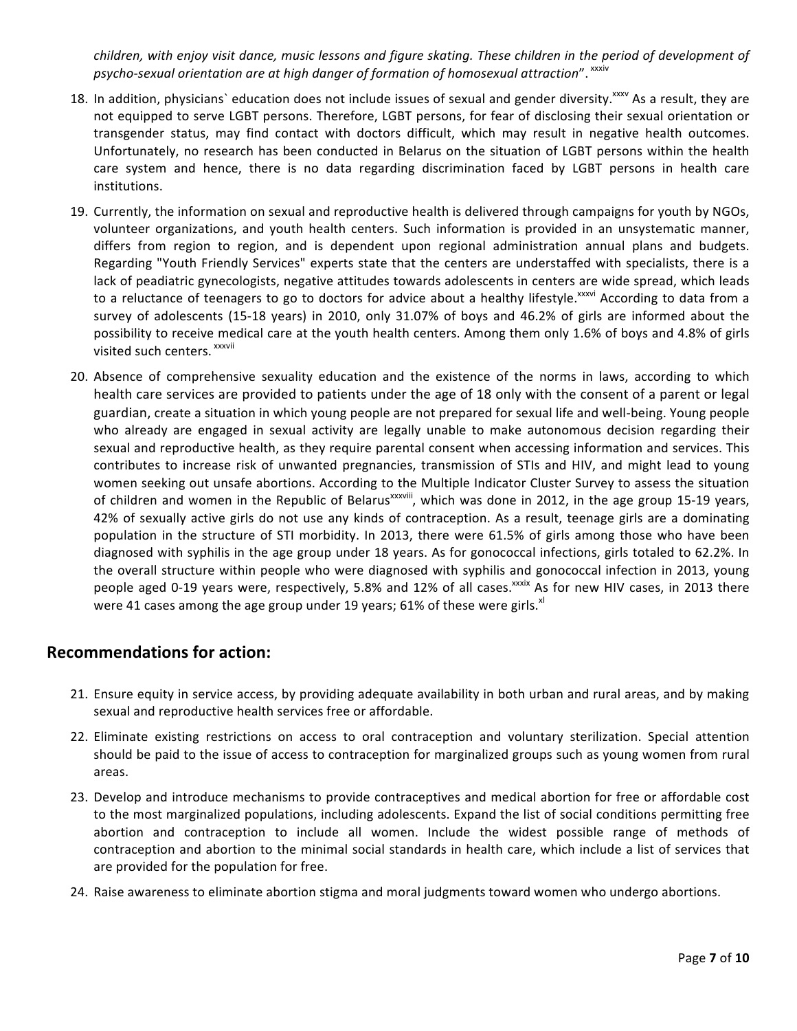*children, with enjoy visit dance, music lessons and figure skating. These children in the period of development of psycho-sexual orientation are at high danger of formation of homosexual attraction*". [xxxiv]

18. In addition, physicians` education does not include issues of sexual and gender diversity.[xxxv] As a result, they are not equipped to serve LGBT persons. Therefore, LGBT persons, for fear of disclosing their sexual orientation or transgender status, may find contact with doctors difficult, which may result in negative health outcomes. Unfortunately, no research has been conducted in Belarus on the situation of LGBT persons within the health care system and hence, there is no data regarding discrimination faced by LGBT persons in health care institutions.

19. Currently, the information on sexual and reproductive health is delivered through campaigns for youth by NGOs, volunteer organizations, and youth health centers. Such information is provided in an unsystematic manner, differs from region to region, and is dependent upon regional administration annual plans and budgets. Regarding "Youth Friendly Services" experts state that the centers are understaffed with specialists, there is a lack of peadiatric gynecologists, negative attitudes towards adolescents in centers are wide spread, which leads to a reluctance of teenagers to go to doctors for advice about a healthy lifestyle.[xxxvi] According to data from a survey of adolescents (15-18 years) in 2010, only 31.07% of boys and 46.2% of girls are informed about the possibility to receive medical care at the youth health centers. Among them only 1.6% of boys and 4.8% of girls visited such centers. [xxxvii]

20. Absence of comprehensive sexuality education and the existence of the norms in laws, according to which health care services are provided to patients under the age of 18 only with the consent of a parent or legal guardian, create a situation in which young people are not prepared for sexual life and well-being. Young people who already are engaged in sexual activity are legally unable to make autonomous decision regarding their sexual and reproductive health, as they require parental consent when accessing information and services. This contributes to increase risk of unwanted pregnancies, transmission of STIs and HIV, and might lead to young women seeking out unsafe abortions. According to the Multiple Indicator Cluster Survey to assess the situation of children and women in the Republic of Belarus[xxxviii], which was done in 2012, in the age group 15-19 years, 42% of sexually active girls do not use any kinds of contraception. As a result, teenage girls are a dominating population in the structure of STI morbidity. In 2013, there were 61.5% of girls among those who have been diagnosed with syphilis in the age group under 18 years. As for gonococcal infections, girls totaled to 62.2%. In the overall structure within people who were diagnosed with syphilis and gonococcal infection in 2013, young people aged 0-19 years were, respectively, 5.8% and 12% of all cases.[xxxix] As for new HIV cases, in 2013 there were 41 cases among the age group under 19 years; 61% of these were girls.[xl]

## Recommendations for action:

21. Ensure equity in service access, by providing adequate availability in both urban and rural areas, and by making sexual and reproductive health services free or affordable.

22. Eliminate existing restrictions on access to oral contraception and voluntary sterilization. Special attention should be paid to the issue of access to contraception for marginalized groups such as young women from rural areas.

23. Develop and introduce mechanisms to provide contraceptives and medical abortion for free or affordable cost to the most marginalized populations, including adolescents. Expand the list of social conditions permitting free abortion and contraception to include all women. Include the widest possible range of methods of contraception and abortion to the minimal social standards in health care, which include a list of services that are provided for the population for free.

24. Raise awareness to eliminate abortion stigma and moral judgments toward women who undergo abortions.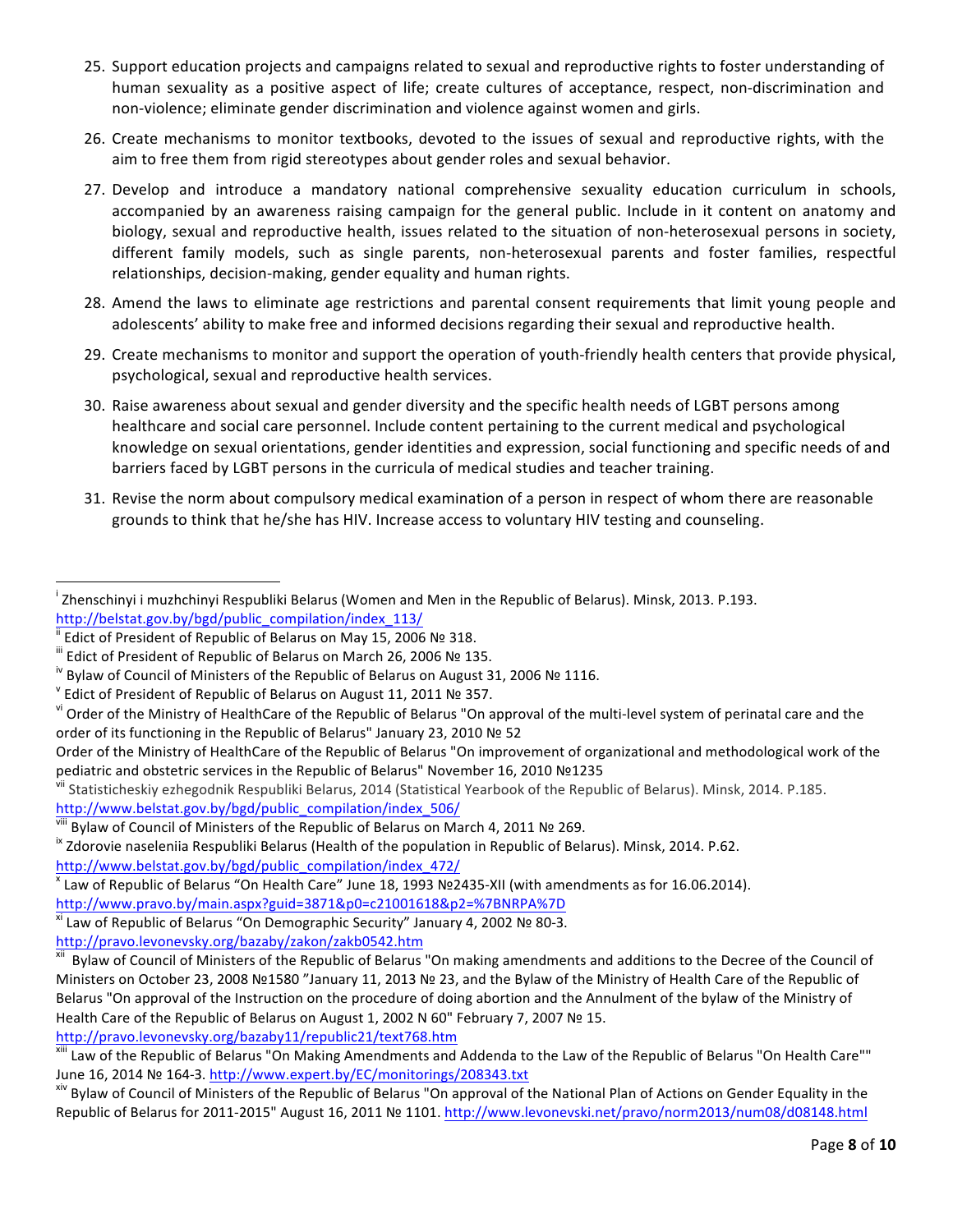25. Support education projects and campaigns related to sexual and reproductive rights to foster understanding of human sexuality as a positive aspect of life; create cultures of acceptance, respect, non-discrimination and non-violence; eliminate gender discrimination and violence against women and girls.

26. Create mechanisms to monitor textbooks, devoted to the issues of sexual and reproductive rights, with the aim to free them from rigid stereotypes about gender roles and sexual behavior.

27. Develop and introduce a mandatory national comprehensive sexuality education curriculum in schools, accompanied by an awareness raising campaign for the general public. Include in it content on anatomy and biology, sexual and reproductive health, issues related to the situation of non-heterosexual persons in society, different family models, such as single parents, non-heterosexual parents and foster families, respectful relationships, decision-making, gender equality and human rights.

28. Amend the laws to eliminate age restrictions and parental consent requirements that limit young people and adolescents' ability to make free and informed decisions regarding their sexual and reproductive health.

29. Create mechanisms to monitor and support the operation of youth-friendly health centers that provide physical, psychological, sexual and reproductive health services.

30. Raise awareness about sexual and gender diversity and the specific health needs of LGBT persons among healthcare and social care personnel. Include content pertaining to the current medical and psychological knowledge on sexual orientations, gender identities and expression, social functioning and specific needs of and barriers faced by LGBT persons in the curricula of medical studies and teacher training.

31. Revise the norm about compulsory medical examination of a person in respect of whom there are reasonable grounds to think that he/she has HIV. Increase access to voluntary HIV testing and counseling.

---

[i] Zhenschinyi i muzhchinyi Respubliki Belarus (Women and Men in the Republic of Belarus). Minsk, 2013. P.193. http://belstat.gov.by/bgd/public_compilation/index_113/

[ii] Edict of President of Republic of Belarus on May 15, 2006 № 318.

[iii] Edict of President of Republic of Belarus on March 26, 2006 № 135.

[iv] Bylaw of Council of Ministers of the Republic of Belarus on August 31, 2006 № 1116.

[v] Edict of President of Republic of Belarus on August 11, 2011 № 357.

[vi] Order of the Ministry of HealthCare of the Republic of Belarus "On approval of the multi-level system of perinatal care and the order of its functioning in the Republic of Belarus" January 23, 2010 № 52

Order of the Ministry of HealthCare of the Republic of Belarus "On improvement of organizational and methodological work of the pediatric and obstetric services in the Republic of Belarus" November 16, 2010 №1235

[vii] Statisticheskiy ezhegodnik Respubliki Belarus, 2014 (Statistical Yearbook of the Republic of Belarus). Minsk, 2014. P.185. http://www.belstat.gov.by/bgd/public_compilation/index_506/

[viii] Bylaw of Council of Ministers of the Republic of Belarus on March 4, 2011 № 269.

[ix] Zdorovie naseleniia Respubliki Belarus (Health of the population in Republic of Belarus). Minsk, 2014. P.62. http://www.belstat.gov.by/bgd/public_compilation/index_472/

[x] Law of Republic of Belarus "On Health Care" June 18, 1993 №2435-XII (with amendments as for 16.06.2014). http://www.pravo.by/main.aspx?guid=3871&p0=c21001618&p2=%7BNRPA%7D

[xi] Law of Republic of Belarus "On Demographic Security" January 4, 2002 № 80-3. http://pravo.levonevsky.org/bazaby/zakon/zakb0542.htm

[xii] Bylaw of Council of Ministers of the Republic of Belarus "On making amendments and additions to the Decree of the Council of Ministers on October 23, 2008 №1580 "January 11, 2013 № 23, and the Bylaw of the Ministry of Health Care of the Republic of Belarus "On approval of the Instruction on the procedure of doing abortion and the Annulment of the bylaw of the Ministry of Health Care of the Republic of Belarus on August 1, 2002 N 60" February 7, 2007 № 15. http://pravo.levonevsky.org/bazaby11/republic21/text768.htm

[xiii] Law of the Republic of Belarus "On Making Amendments and Addenda to the Law of the Republic of Belarus "On Health Care"" June 16, 2014 № 164-3. http://www.expert.by/EC/monitorings/208343.txt

[xiv] Bylaw of Council of Ministers of the Republic of Belarus "On approval of the National Plan of Actions on Gender Equality in the Republic of Belarus for 2011-2015" August 16, 2011 № 1101. http://www.levonevski.net/pravo/norm2013/num08/d08148.html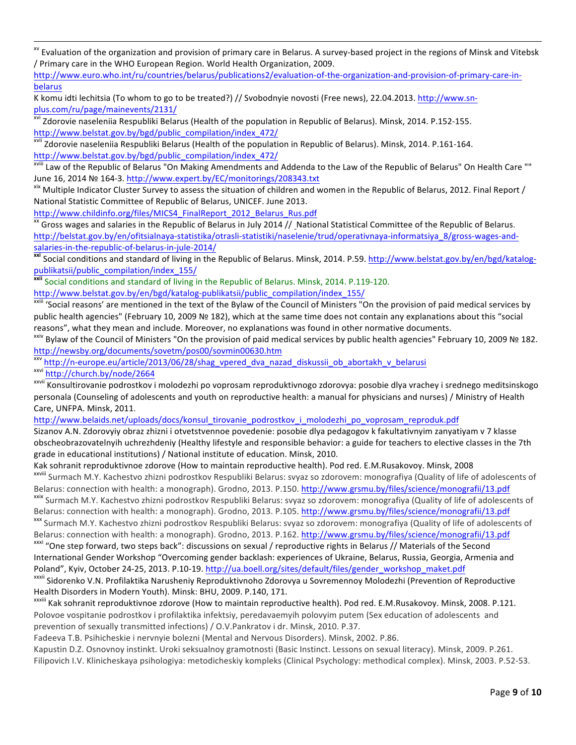[xv] Evaluation of the organization and provision of primary care in Belarus. A survey-based project in the regions of Minsk and Vitebsk / Primary care in the WHO European Region. World Health Organization, 2009. http://www.euro.who.int/ru/countries/belarus/publications2/evaluation-of-the-organization-and-provision-of-primary-care-in-belarus

K komu idti lechitsia (To whom to go to be treated?) // Svobodnyie novosti (Free news), 22.04.2013. http://www.sn-plus.com/ru/page/mainevents/2131/

[xvi] Zdorovie naseleniia Respubliki Belarus (Health of the population in Republic of Belarus). Minsk, 2014. P.152-155. http://www.belstat.gov.by/bgd/public_compilation/index_472/

[xvii] Zdorovie naseleniia Respubliki Belarus (Health of the population in Republic of Belarus). Minsk, 2014. P.161-164. http://www.belstat.gov.by/bgd/public_compilation/index_472/

[xviii] Law of the Republic of Belarus "On Making Amendments and Addenda to the Law of the Republic of Belarus" On Health Care "" June 16, 2014 № 164-3. http://www.expert.by/EC/monitorings/208343.txt

[xix] Multiple Indicator Cluster Survey to assess the situation of children and women in the Republic of Belarus, 2012. Final Report / National Statistic Committee of Republic of Belarus, UNICEF. June 2013. http://www.childinfo.org/files/MICS4_FinalReport_2012_Belarus_Rus.pdf

[xx] Gross wages and salaries in the Republic of Belarus in July 2014 // National Statistical Committee of the Republic of Belarus. http://belstat.gov.by/en/ofitsialnaya-statistika/otrasli-statistiki/naselenie/trud/operativnaya-informatsiya_8/gross-wages-and-salaries-in-the-republic-of-belarus-in-jule-2014/

[xxi] Social conditions and standard of living in the Republic of Belarus. Minsk, 2014. P.59. http://www.belstat.gov.by/en/bgd/katalog-publikatsii/public_compilation/index_155/

[xxii] Social conditions and standard of living in the Republic of Belarus. Minsk, 2014. P.119-120. http://www.belstat.gov.by/en/bgd/katalog-publikatsii/public_compilation/index_155/

[xxiii] 'Social reasons' are mentioned in the text of the Bylaw of the Council of Ministers "On the provision of paid medical services by public health agencies" (February 10, 2009 № 182), which at the same time does not contain any explanations about this "social reasons", what they mean and include. Moreover, no explanations was found in other normative documents.

[xxiv] Bylaw of the Council of Ministers "On the provision of paid medical services by public health agencies" February 10, 2009 № 182. http://newsby.org/documents/sovetm/pos00/sovmin00630.htm

[xxv] http://n-europe.eu/article/2013/06/28/shag_vpered_dva_nazad_diskussii_ob_abortakh_v_belarusi

[xxvi] http://church.by/node/2664

[xxvii] Konsultirovanie podrostkov i molodezhi po voprosam reproduktivnogo zdorovya: posobie dlya vrachey i srednego meditsinskogo personala (Counseling of adolescents and youth on reproductive health: a manual for physicians and nurses) / Ministry of Health Care, UNFPA. Minsk, 2011. http://www.belaids.net/uploads/docs/konsul_tirovanie_podrostkov_i_molodezhi_po_voprosam_reproduk.pdf

Sizanov A.N. Zdorovyiy obraz zhizni i otvetstvennoe povedenie: posobie dlya pedagogov k fakultativnyim zanyatiyam v 7 klasse obscheobrazovatelnyih uchrezhdeniy (Healthy lifestyle and responsible behavior: a guide for teachers to elective classes in the 7th grade in educational institutions) / National institute of education. Minsk, 2010.

Kak sohranit reproduktivnoe zdorove (How to maintain reproductive health). Pod red. E.M.Rusakovoy. Minsk, 2008

[xxviii] Surmach M.Y. Kachestvo zhizni podrostkov Respubliki Belarus: svyaz so zdorovem: monografiya (Quality of life of adolescents of Belarus: connection with health: a monograph). Grodno, 2013. P.150. http://www.grsmu.by/files/science/monografii/13.pdf

[xxix] Surmach M.Y. Kachestvo zhizni podrostkov Respubliki Belarus: svyaz so zdorovem: monografiya (Quality of life of adolescents of Belarus: connection with health: a monograph). Grodno, 2013. P.105. http://www.grsmu.by/files/science/monografii/13.pdf

[xxx] Surmach M.Y. Kachestvo zhizni podrostkov Respubliki Belarus: svyaz so zdorovem: monografiya (Quality of life of adolescents of Belarus: connection with health: a monograph). Grodno, 2013. P.162. http://www.grsmu.by/files/science/monografii/13.pdf

[xxxi] "One step forward, two steps back": discussions on sexual / reproductive rights in Belarus // Materials of the Second International Gender Workshop "Overcoming gender backlash: experiences of Ukraine, Belarus, Russia, Georgia, Armenia and Poland", Kyiv, October 24-25, 2013. P.10-19. http://ua.boell.org/sites/default/files/gender_workshop_maket.pdf

[xxxii] Sidorenko V.N. Profilaktika Narusheniy Reproduktivnoho Zdorovya u Sovremennoy Molodezhi (Prevention of Reproductive Health Disorders in Modern Youth). Minsk: BHU, 2009. P.140, 171.

[xxxiii] Kak sohranit reproduktivnoe zdorove (How to maintain reproductive health). Pod red. E.M.Rusakovoy. Minsk, 2008. P.121.

Polovoe vospitanie podrostkov i profilaktika infektsiy, peredavaemyih polovyim putem (Sex education of adolescents and prevention of sexually transmitted infections) / O.V.Pankratov i dr. Minsk, 2010. P.37.

Fadeeva T.B. Psihicheskie i nervnyie bolezni (Mental and Nervous Disorders). Minsk, 2002. P.86.

Kapustin D.Z. Osnovnoy instinkt. Uroki seksualnoy gramotnosti (Basic Instinct. Lessons on sexual literacy). Minsk, 2009. P.261.

Filipovich I.V. Klinicheskaya psihologiya: metodicheskiy kompleks (Clinical Psychology: methodical complex). Minsk, 2003. P.52-53.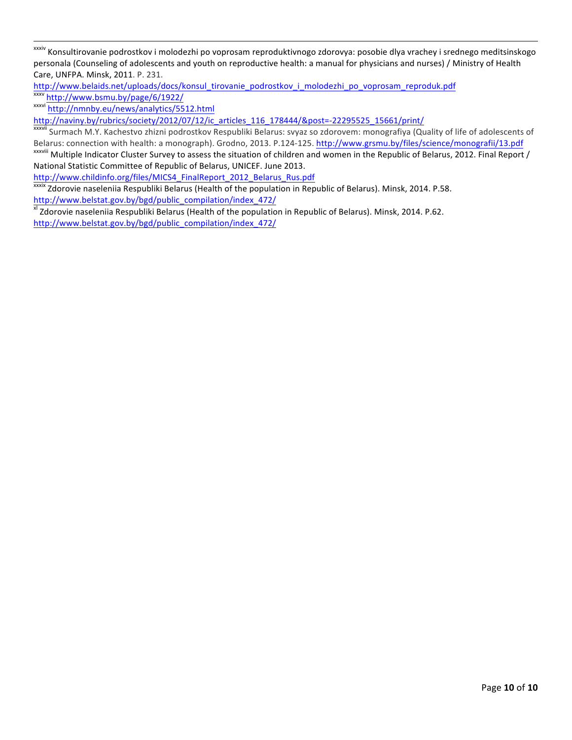[xxxiv] Konsultirovanie podrostkov i molodezhi po voprosam reproduktivnogo zdorovya: posobie dlya vrachey i srednego meditsinskogo personala (Counseling of adolescents and youth on reproductive health: a manual for physicians and nurses) / Ministry of Health Care, UNFPA. Minsk, 2011. P. 231.
http://www.belaids.net/uploads/docs/konsul_tirovanie_podrostkov_i_molodezhi_po_voprosam_reproduk.pdf

[xxxv] http://www.bsmu.by/page/6/1922/

[xxxvi] http://nmnby.eu/news/analytics/5512.html
http://naviny.by/rubrics/society/2012/07/12/ic_articles_116_178444/&post=-22295525_15661/print/

[xxxvii] Surmach M.Y. Kachestvo zhizni podrostkov Respubliki Belarus: svyaz so zdorovem: monografiya (Quality of life of adolescents of Belarus: connection with health: a monograph). Grodno, 2013. P.124-125. http://www.grsmu.by/files/science/monografii/13.pdf

[xxxviii] Multiple Indicator Cluster Survey to assess the situation of children and women in the Republic of Belarus, 2012. Final Report / National Statistic Committee of Republic of Belarus, UNICEF. June 2013.
http://www.childinfo.org/files/MICS4_FinalReport_2012_Belarus_Rus.pdf

[xxxix] Zdorovie naseleniia Respubliki Belarus (Health of the population in Republic of Belarus). Minsk, 2014. P.58.
http://www.belstat.gov.by/bgd/public_compilation/index_472/

[xl] Zdorovie naseleniia Respubliki Belarus (Health of the population in Republic of Belarus). Minsk, 2014. P.62.
http://www.belstat.gov.by/bgd/public_compilation/index_472/